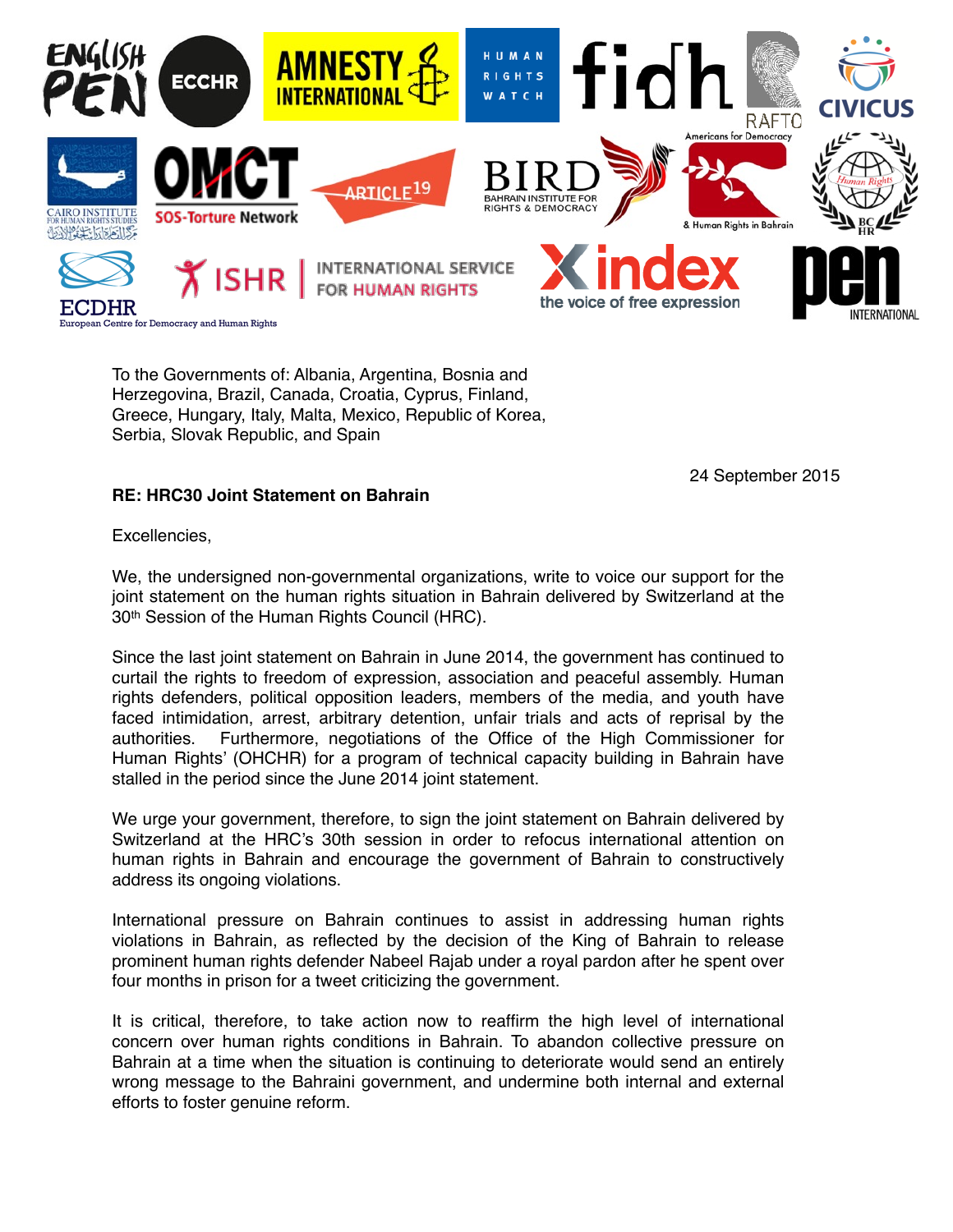To the Governments of: Albania, Argentina, Bosnia and Herzegovina, Brazil, Canada, Croatia, Cyprus, Finland, Greece, Hungary, Italy, Malta, Mexico, Republic of Korea, Serbia, Slovak Republic, and Spain

24 September 2015

**RE: HRC30 Joint Statement on Bahrain**

Excellencies,

We, the undersigned non-governmental organizations, write to voice our support for the joint statement on the human rights situation in Bahrain delivered by Switzerland at the 30th Session of the Human Rights Council (HRC).

Since the last joint statement on Bahrain in June 2014, the government has continued to curtail the rights to freedom of expression, association and peaceful assembly. Human rights defenders, political opposition leaders, members of the media, and youth have faced intimidation, arrest, arbitrary detention, unfair trials and acts of reprisal by the authorities. Furthermore, negotiations of the Office of the High Commissioner for Human Rights' (OHCHR) for a program of technical capacity building in Bahrain have stalled in the period since the June 2014 joint statement.

We urge your government, therefore, to sign the joint statement on Bahrain delivered by Switzerland at the HRC's 30th session in order to refocus international attention on human rights in Bahrain and encourage the government of Bahrain to constructively address its ongoing violations.

International pressure on Bahrain continues to assist in addressing human rights violations in Bahrain, as reflected by the decision of the King of Bahrain to release prominent human rights defender Nabeel Rajab under a royal pardon after he spent over four months in prison for a tweet criticizing the government.

It is critical, therefore, to take action now to reaffirm the high level of international concern over human rights conditions in Bahrain. To abandon collective pressure on Bahrain at a time when the situation is continuing to deteriorate would send an entirely wrong message to the Bahraini government, and undermine both internal and external efforts to foster genuine reform.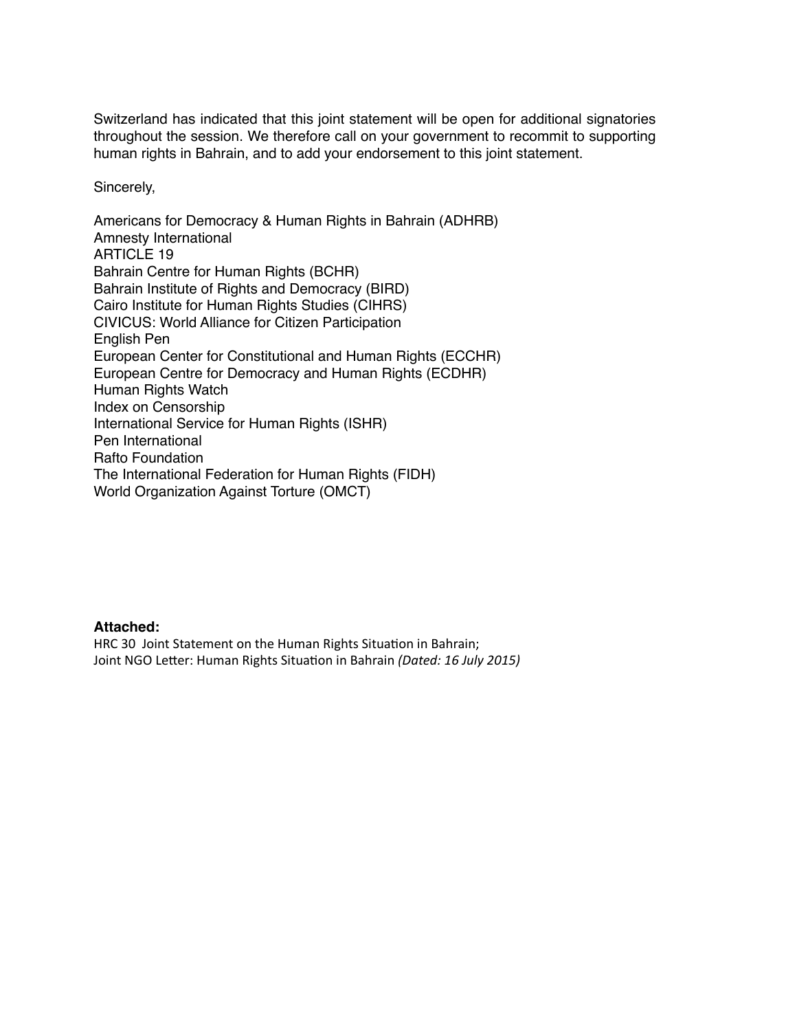Switzerland has indicated that this joint statement will be open for additional signatories throughout the session. We therefore call on your government to recommit to supporting human rights in Bahrain, and to add your endorsement to this joint statement.

Sincerely,

Americans for Democracy & Human Rights in Bahrain (ADHRB)  
Amnesty International  
ARTICLE 19  
Bahrain Centre for Human Rights (BCHR)  
Bahrain Institute of Rights and Democracy (BIRD)  
Cairo Institute for Human Rights Studies (CIHRS)  
CIVICUS: World Alliance for Citizen Participation  
English Pen  
European Center for Constitutional and Human Rights (ECCHR)  
European Centre for Democracy and Human Rights (ECDHR)  
Human Rights Watch  
Index on Censorship  
International Service for Human Rights (ISHR)  
Pen International  
Rafto Foundation  
The International Federation for Human Rights (FIDH)  
World Organization Against Torture (OMCT)

**Attached:**  
HRC 30 Joint Statement on the Human Rights Situation in Bahrain;  
Joint NGO Letter: Human Rights Situation in Bahrain *(Dated: 16 July 2015)*